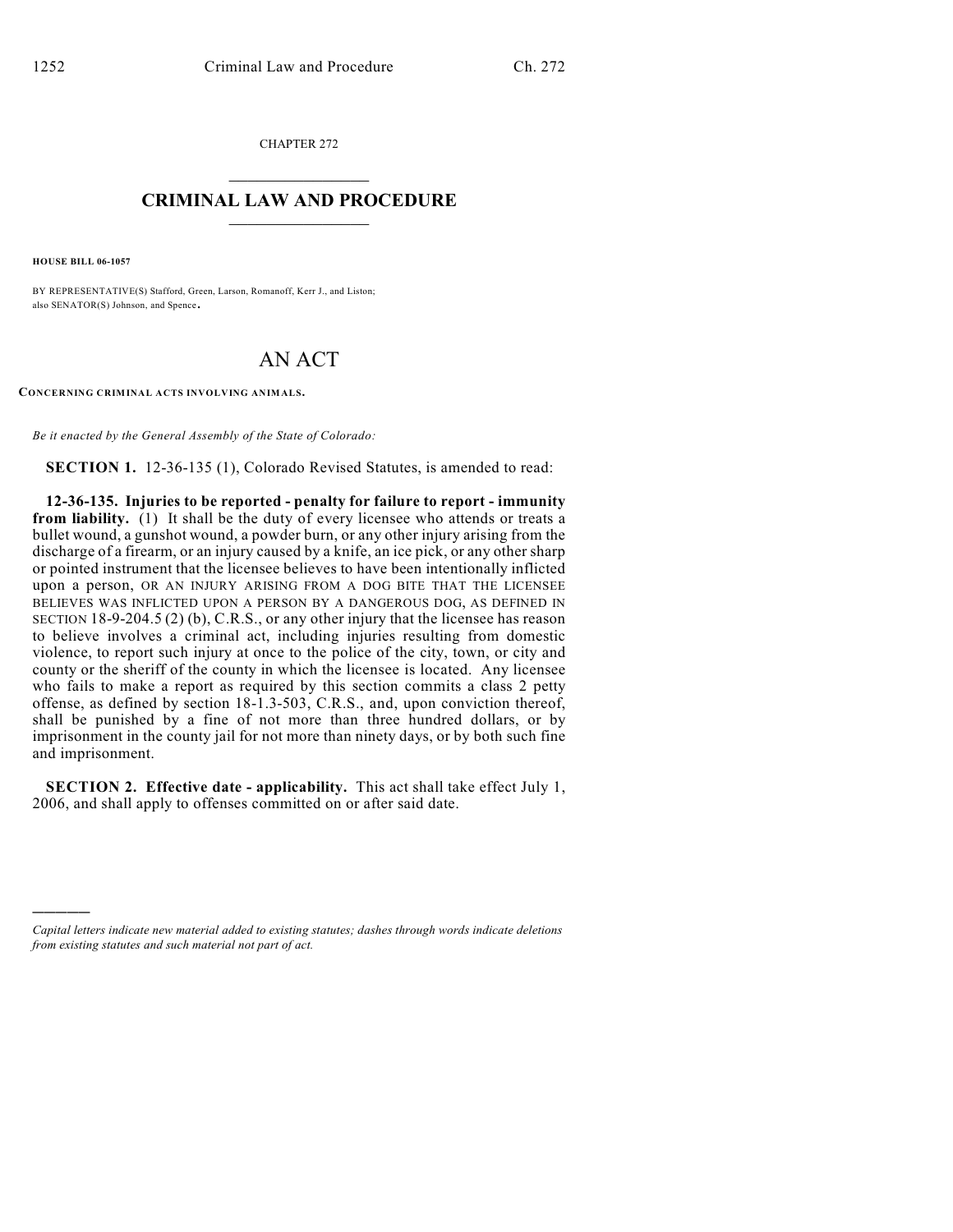CHAPTER 272

# CRIMINAL LAW AND PROCEDURE

**HOUSE BILL 06-1057**

BY REPRESENTATIVE(S) Stafford, Green, Larson, Romanoff, Kerr J., and Liston; also SENATOR(S) Johnson, and Spence.

# AN ACT

**CONCERNING CRIMINAL ACTS INVOLVING ANIMALS.**

*Be it enacted by the General Assembly of the State of Colorado:*

**SECTION 1.** 12-36-135 (1), Colorado Revised Statutes, is amended to read:

**12-36-135. Injuries to be reported - penalty for failure to report - immunity from liability.** (1) It shall be the duty of every licensee who attends or treats a bullet wound, a gunshot wound, a powder burn, or any other injury arising from the discharge of a firearm, or an injury caused by a knife, an ice pick, or any other sharp or pointed instrument that the licensee believes to have been intentionally inflicted upon a person, OR AN INJURY ARISING FROM A DOG BITE THAT THE LICENSEE BELIEVES WAS INFLICTED UPON A PERSON BY A DANGEROUS DOG, AS DEFINED IN SECTION 18-9-204.5 (2) (b), C.R.S., or any other injury that the licensee has reason to believe involves a criminal act, including injuries resulting from domestic violence, to report such injury at once to the police of the city, town, or city and county or the sheriff of the county in which the licensee is located. Any licensee who fails to make a report as required by this section commits a class 2 petty offense, as defined by section 18-1.3-503, C.R.S., and, upon conviction thereof, shall be punished by a fine of not more than three hundred dollars, or by imprisonment in the county jail for not more than ninety days, or by both such fine and imprisonment.

**SECTION 2. Effective date - applicability.** This act shall take effect July 1, 2006, and shall apply to offenses committed on or after said date.

---

*Capital letters indicate new material added to existing statutes; dashes through words indicate deletions from existing statutes and such material not part of act.*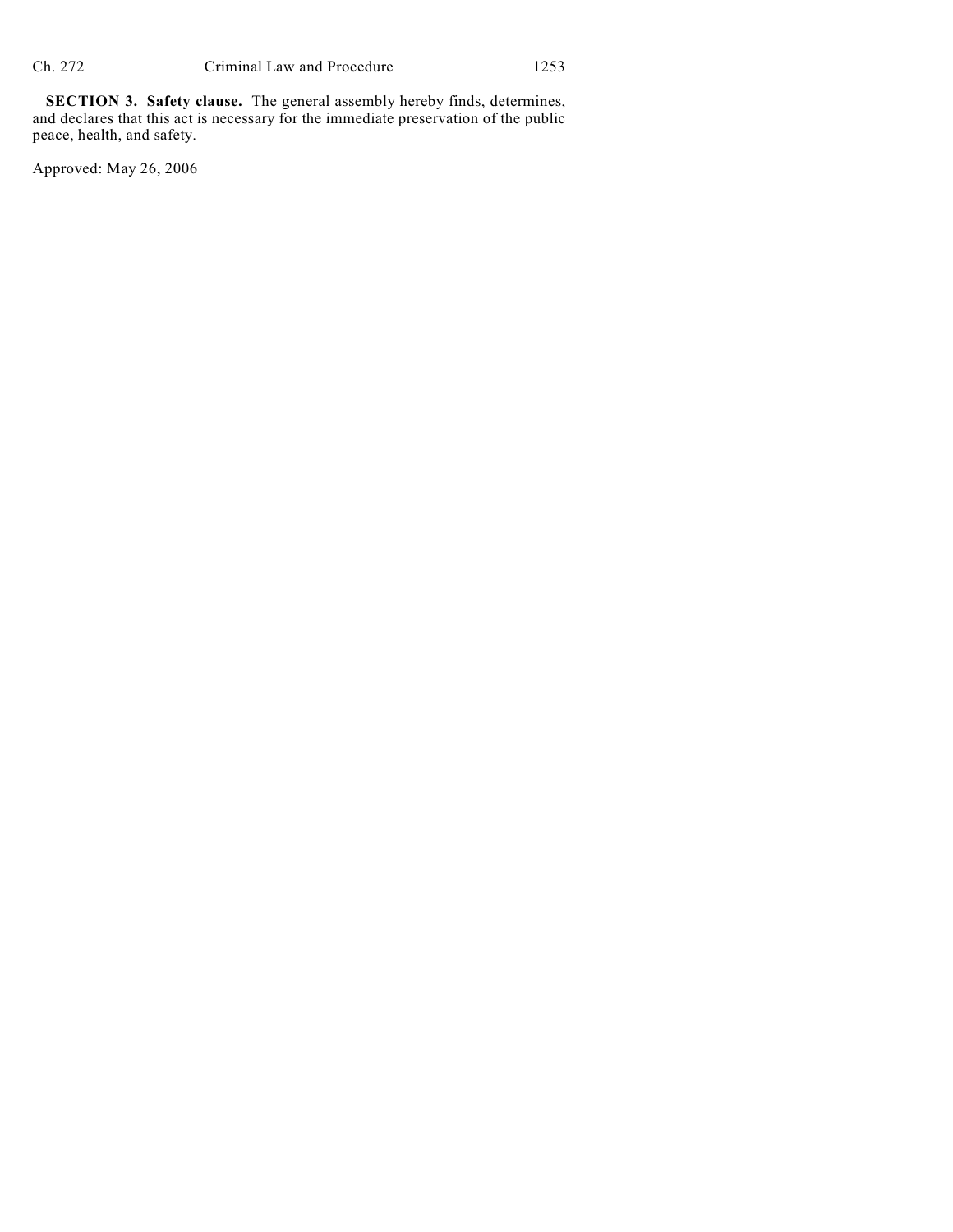**SECTION 3. Safety clause.** The general assembly hereby finds, determines, and declares that this act is necessary for the immediate preservation of the public peace, health, and safety.

Approved: May 26, 2006